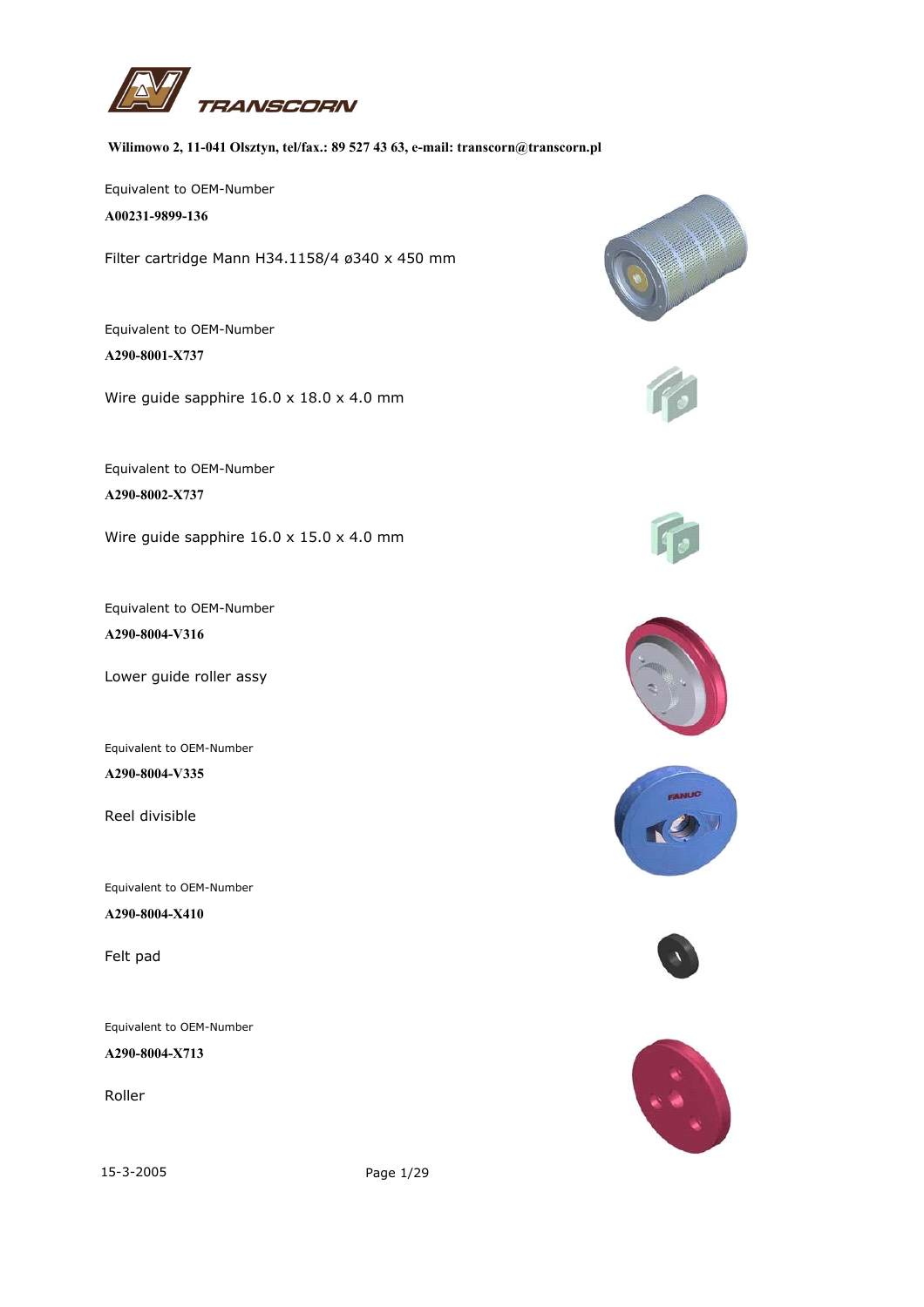**TRANSCORN**

**Wilimowo 2, 11-041 Olsztyn, tel/fax.: 89 527 43 63, e-mail: transcorn@transcorn.pl**

Equivalent to OEM-Number

**A00231-9899-136**

Filter cartridge Mann H34.1158/4 ø340 x 450 mm

Equivalent to OEM-Number

**A290-8001-X737**

Wire guide sapphire 16.0 x 18.0 x 4.0 mm

Equivalent to OEM-Number

**A290-8002-X737**

Wire guide sapphire 16.0 x 15.0 x 4.0 mm

Equivalent to OEM-Number

**A290-8004-V316**

Lower guide roller assy

Equivalent to OEM-Number

**A290-8004-V335**

Reel divisible

Equivalent to OEM-Number

**A290-8004-X410**

Felt pad

Equivalent to OEM-Number

**A290-8004-X713**

Roller

15-3-2005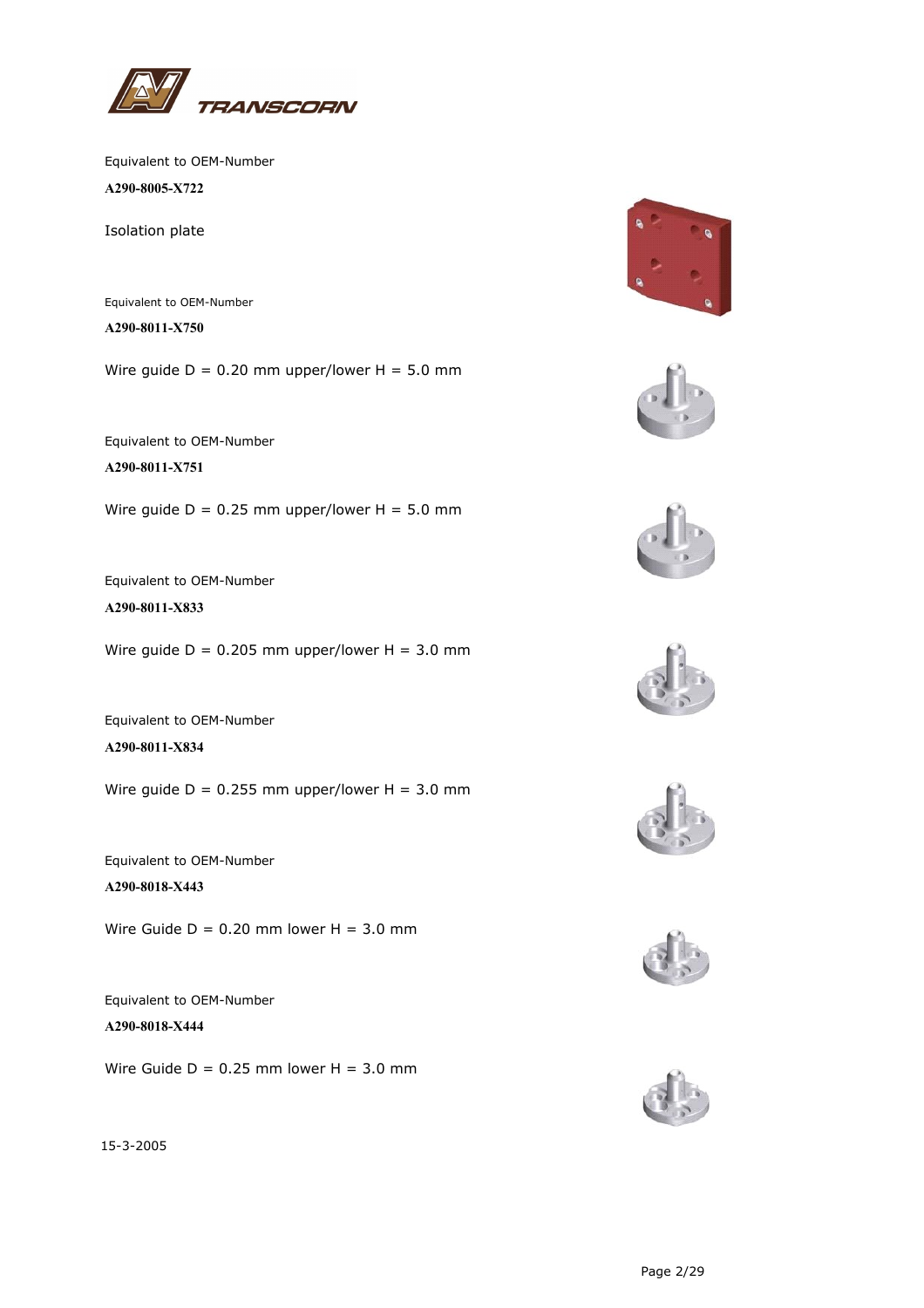Equivalent to OEM-Number

**A290-8005-X722**

Isolation plate

Equivalent to OEM-Number

**A290-8011-X750**

Wire guide D = 0.20 mm upper/lower H = 5.0 mm

Equivalent to OEM-Number

**A290-8011-X751**

Wire guide D = 0.25 mm upper/lower H = 5.0 mm

Equivalent to OEM-Number

**A290-8011-X833**

Wire guide D = 0.205 mm upper/lower H = 3.0 mm

Equivalent to OEM-Number

**A290-8011-X834**

Wire guide D = 0.255 mm upper/lower H = 3.0 mm

Equivalent to OEM-Number

**A290-8018-X443**

Wire Guide D = 0.20 mm lower H = 3.0 mm

Equivalent to OEM-Number

**A290-8018-X444**

Wire Guide D = 0.25 mm lower H = 3.0 mm

15-3-2005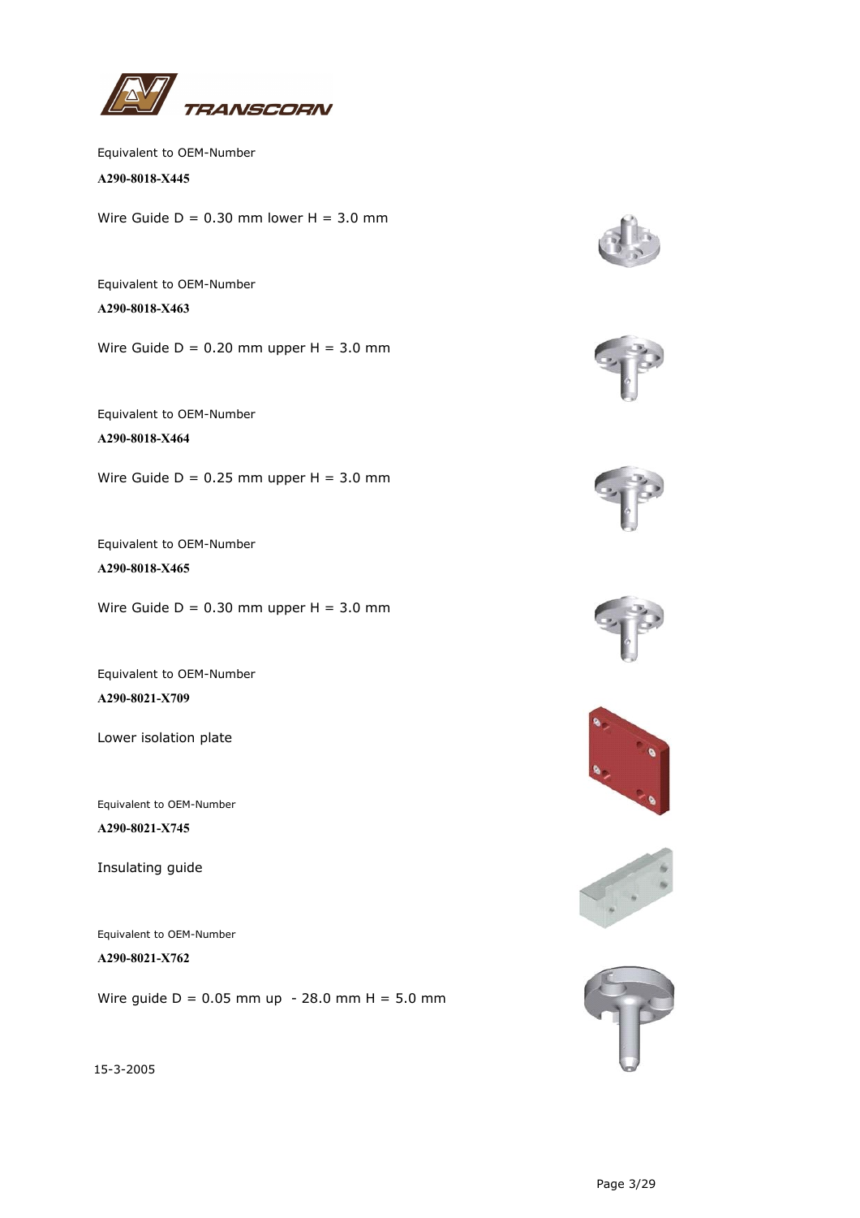Equivalent to OEM-Number

**A290-8018-X445**

Wire Guide D = 0.30 mm lower H = 3.0 mm

Equivalent to OEM-Number

**A290-8018-X463**

Wire Guide D = 0.20 mm upper H = 3.0 mm

Equivalent to OEM-Number

**A290-8018-X464**

Wire Guide D = 0.25 mm upper H = 3.0 mm

Equivalent to OEM-Number

**A290-8018-X465**

Wire Guide D = 0.30 mm upper H = 3.0 mm

Equivalent to OEM-Number

**A290-8021-X709**

Lower isolation plate

Equivalent to OEM-Number

**A290-8021-X745**

Insulating guide

Equivalent to OEM-Number

**A290-8021-X762**

Wire guide D = 0.05 mm up - 28.0 mm H = 5.0 mm

15-3-2005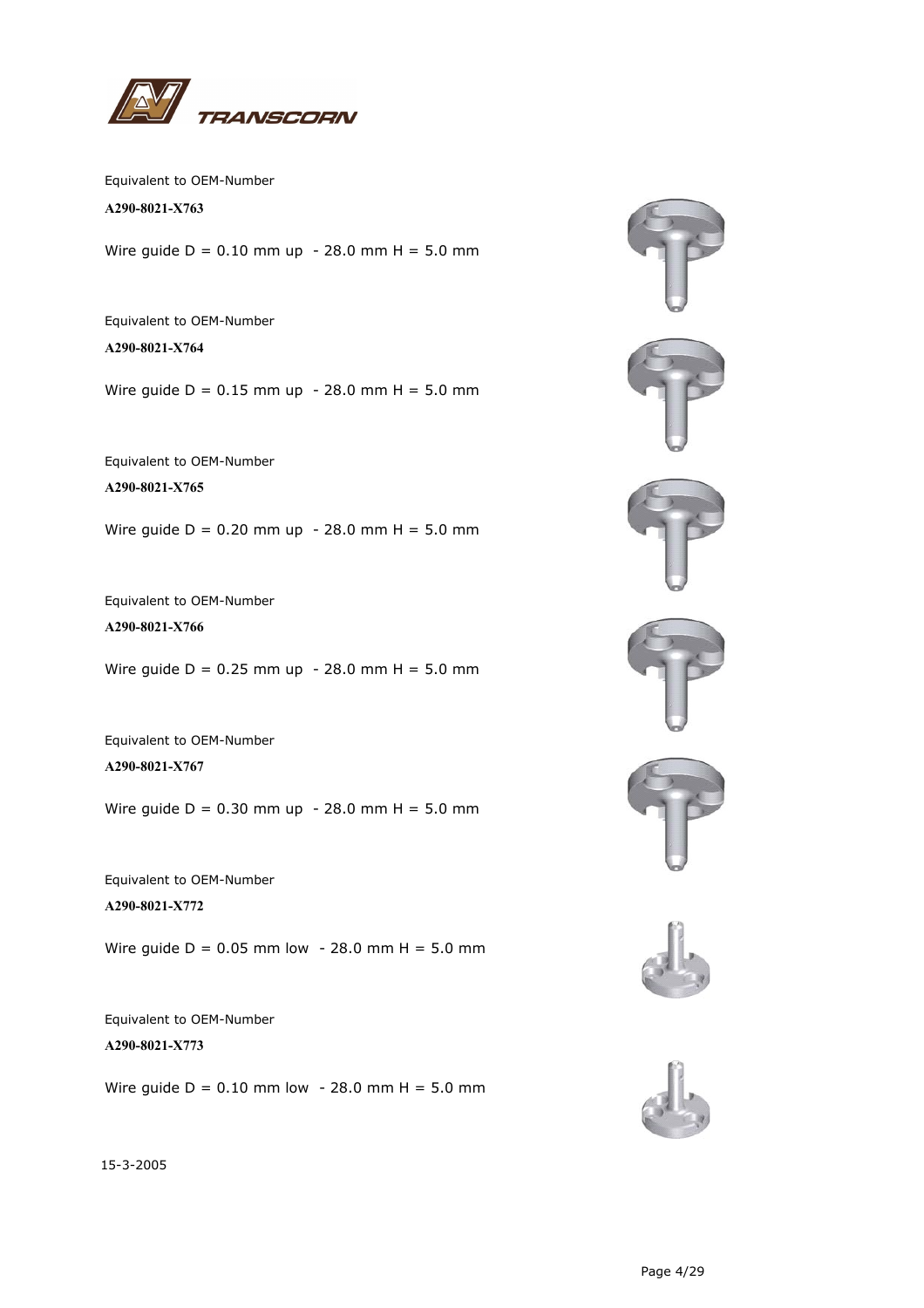Equivalent to OEM-Number

**A290-8021-X763**

Wire guide D = 0.10 mm up  - 28.0 mm H = 5.0 mm

Equivalent to OEM-Number

**A290-8021-X764**

Wire guide D = 0.15 mm up  - 28.0 mm H = 5.0 mm

Equivalent to OEM-Number

**A290-8021-X765**

Wire guide D = 0.20 mm up  - 28.0 mm H = 5.0 mm

Equivalent to OEM-Number

**A290-8021-X766**

Wire guide D = 0.25 mm up  - 28.0 mm H = 5.0 mm

Equivalent to OEM-Number

**A290-8021-X767**

Wire guide D = 0.30 mm up  - 28.0 mm H = 5.0 mm

Equivalent to OEM-Number

**A290-8021-X772**

Wire guide D = 0.05 mm low  - 28.0 mm H = 5.0 mm

Equivalent to OEM-Number

**A290-8021-X773**

Wire guide D = 0.10 mm low  - 28.0 mm H = 5.0 mm

15-3-2005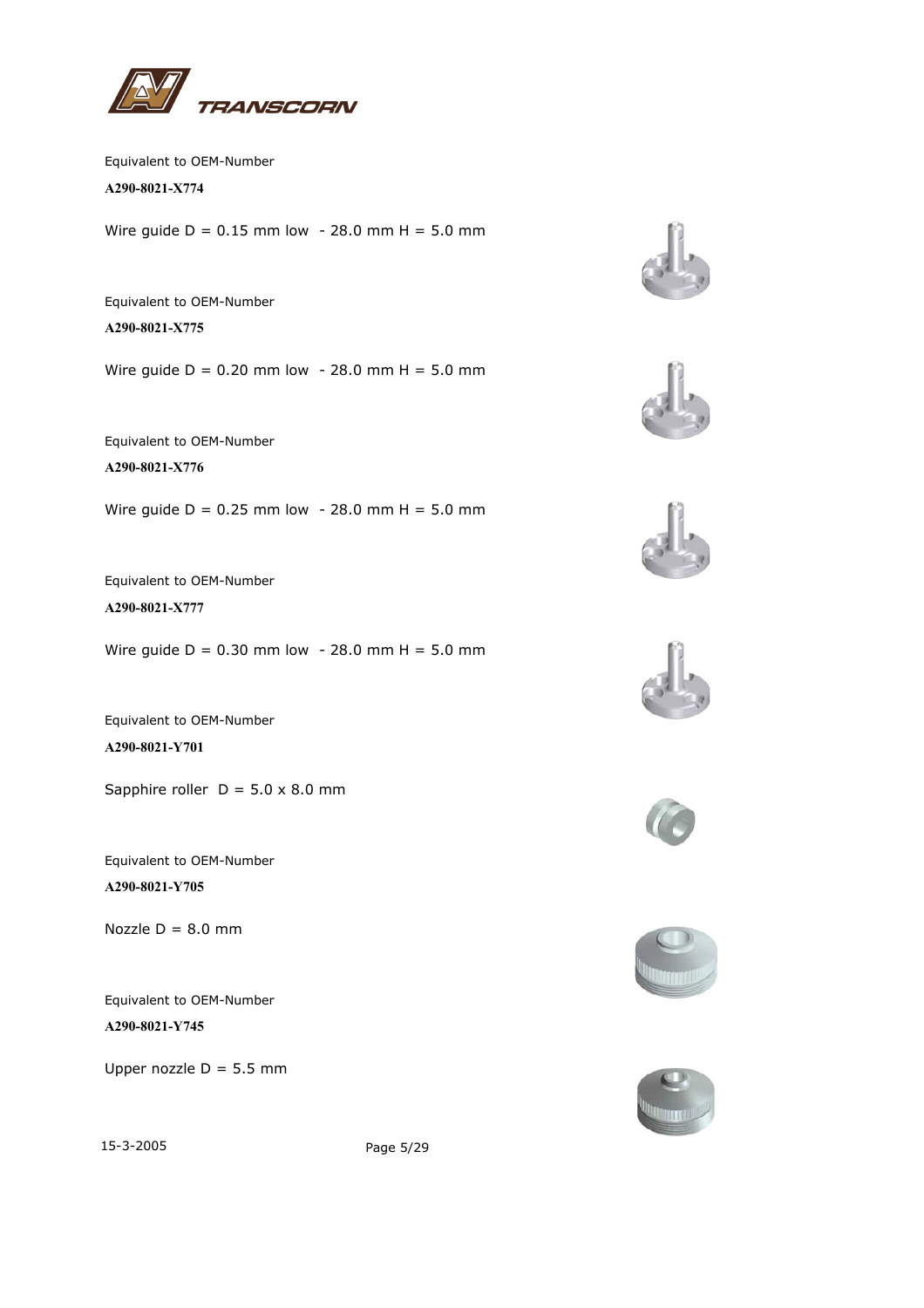Equivalent to OEM-Number

**A290-8021-X774**

Wire guide D = 0.15 mm low - 28.0 mm H = 5.0 mm

Equivalent to OEM-Number

**A290-8021-X775**

Wire guide D = 0.20 mm low - 28.0 mm H = 5.0 mm

Equivalent to OEM-Number

**A290-8021-X776**

Wire guide D = 0.25 mm low - 28.0 mm H = 5.0 mm

Equivalent to OEM-Number

**A290-8021-X777**

Wire guide D = 0.30 mm low - 28.0 mm H = 5.0 mm

Equivalent to OEM-Number

**A290-8021-Y701**

Sapphire roller D = 5.0 x 8.0 mm

Equivalent to OEM-Number

**A290-8021-Y705**

Nozzle D = 8.0 mm

Equivalent to OEM-Number

**A290-8021-Y745**

Upper nozzle D = 5.5 mm

15-3-2005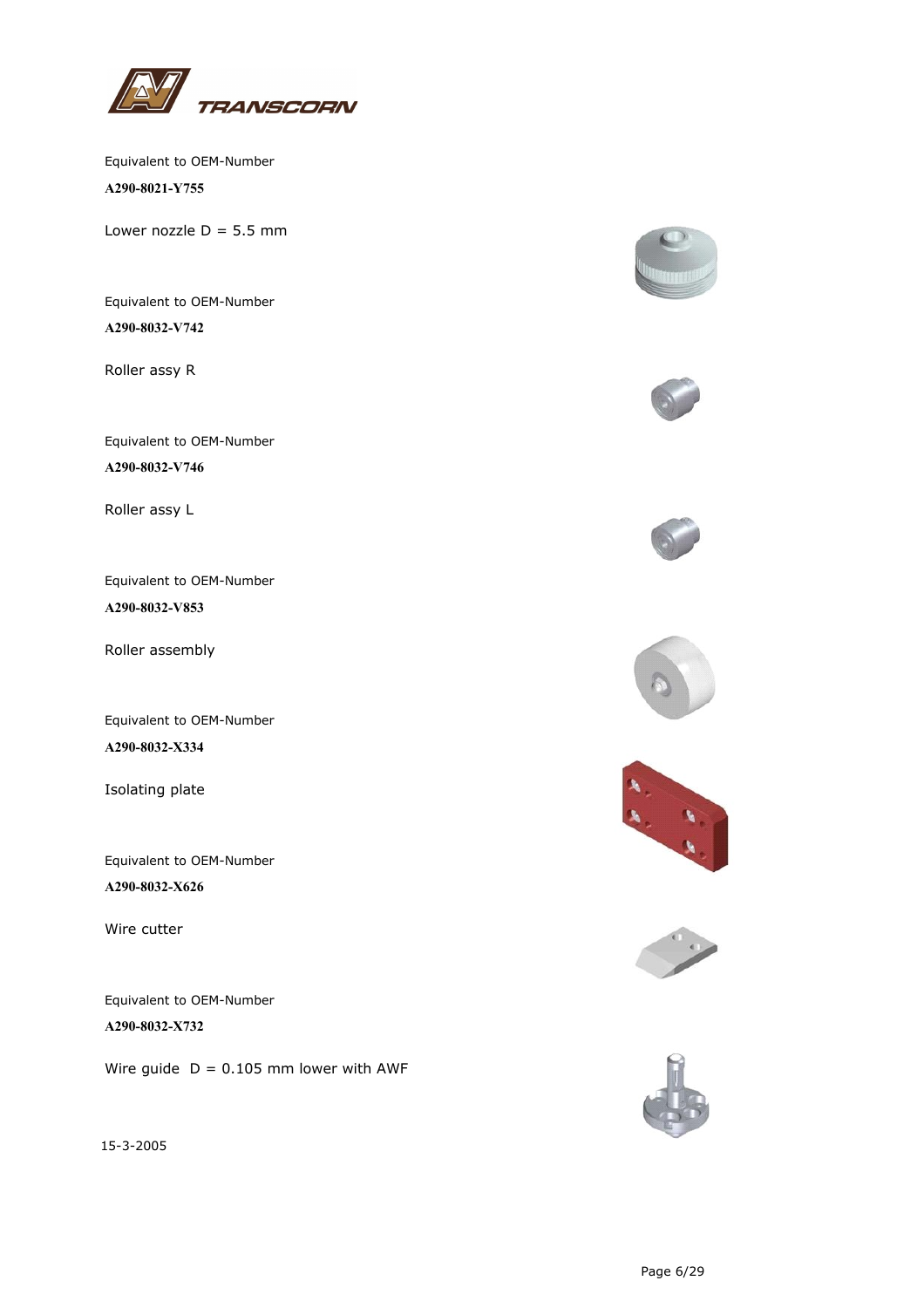Equivalent to OEM-Number

**A290-8021-Y755**

Lower nozzle D = 5.5 mm

Equivalent to OEM-Number

**A290-8032-V742**

Roller assy R

Equivalent to OEM-Number

**A290-8032-V746**

Roller assy L

Equivalent to OEM-Number

**A290-8032-V853**

Roller assembly

Equivalent to OEM-Number

**A290-8032-X334**

Isolating plate

Equivalent to OEM-Number

**A290-8032-X626**

Wire cutter

Equivalent to OEM-Number

**A290-8032-X732**

Wire guide  D = 0.105 mm lower with AWF

15-3-2005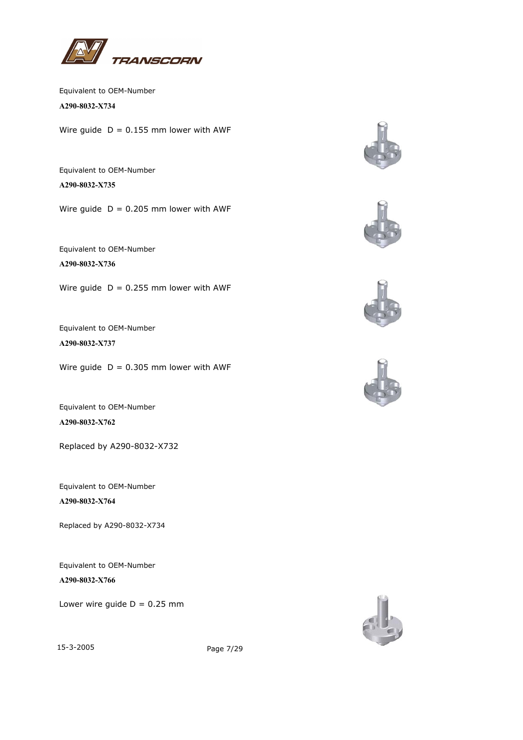Equivalent to OEM-Number

**A290-8032-X734**

Wire guide  D = 0.155 mm lower with AWF

Equivalent to OEM-Number

**A290-8032-X735**

Wire guide  D = 0.205 mm lower with AWF

Equivalent to OEM-Number

**A290-8032-X736**

Wire guide  D = 0.255 mm lower with AWF

Equivalent to OEM-Number

**A290-8032-X737**

Wire guide  D = 0.305 mm lower with AWF

Equivalent to OEM-Number

**A290-8032-X762**

Replaced by A290-8032-X732

Equivalent to OEM-Number

**A290-8032-X764**

Replaced by A290-8032-X734

Equivalent to OEM-Number

**A290-8032-X766**

Lower wire guide D = 0.25 mm

15-3-2005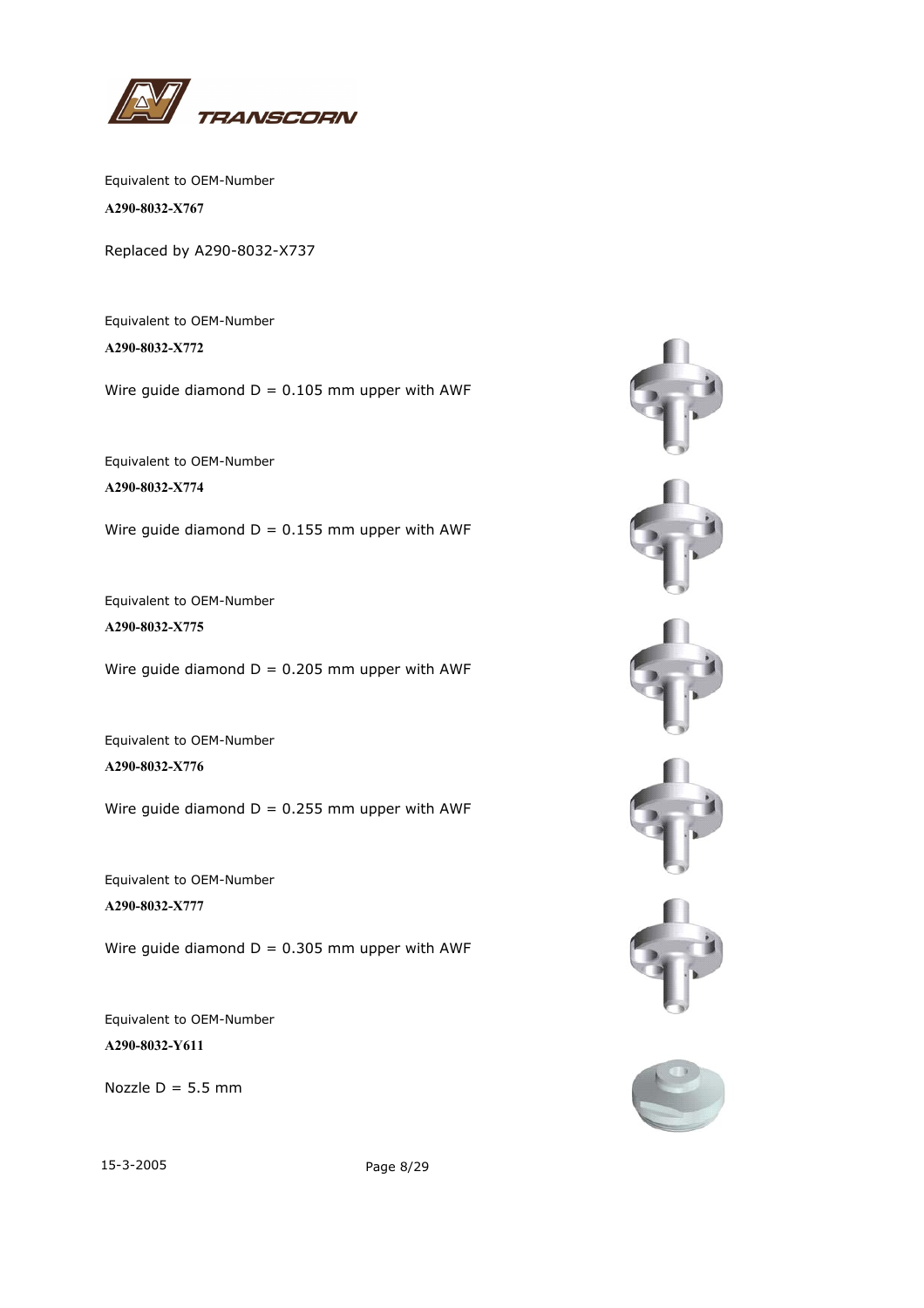Equivalent to OEM-Number

**A290-8032-X767**

Replaced by A290-8032-X737

Equivalent to OEM-Number

**A290-8032-X772**

Wire guide diamond D = 0.105 mm upper with AWF

Equivalent to OEM-Number

**A290-8032-X774**

Wire guide diamond D = 0.155 mm upper with AWF

Equivalent to OEM-Number

**A290-8032-X775**

Wire guide diamond D = 0.205 mm upper with AWF

Equivalent to OEM-Number

**A290-8032-X776**

Wire guide diamond D = 0.255 mm upper with AWF

Equivalent to OEM-Number

**A290-8032-X777**

Wire guide diamond D = 0.305 mm upper with AWF

Equivalent to OEM-Number

**A290-8032-Y611**

Nozzle D = 5.5 mm

15-3-2005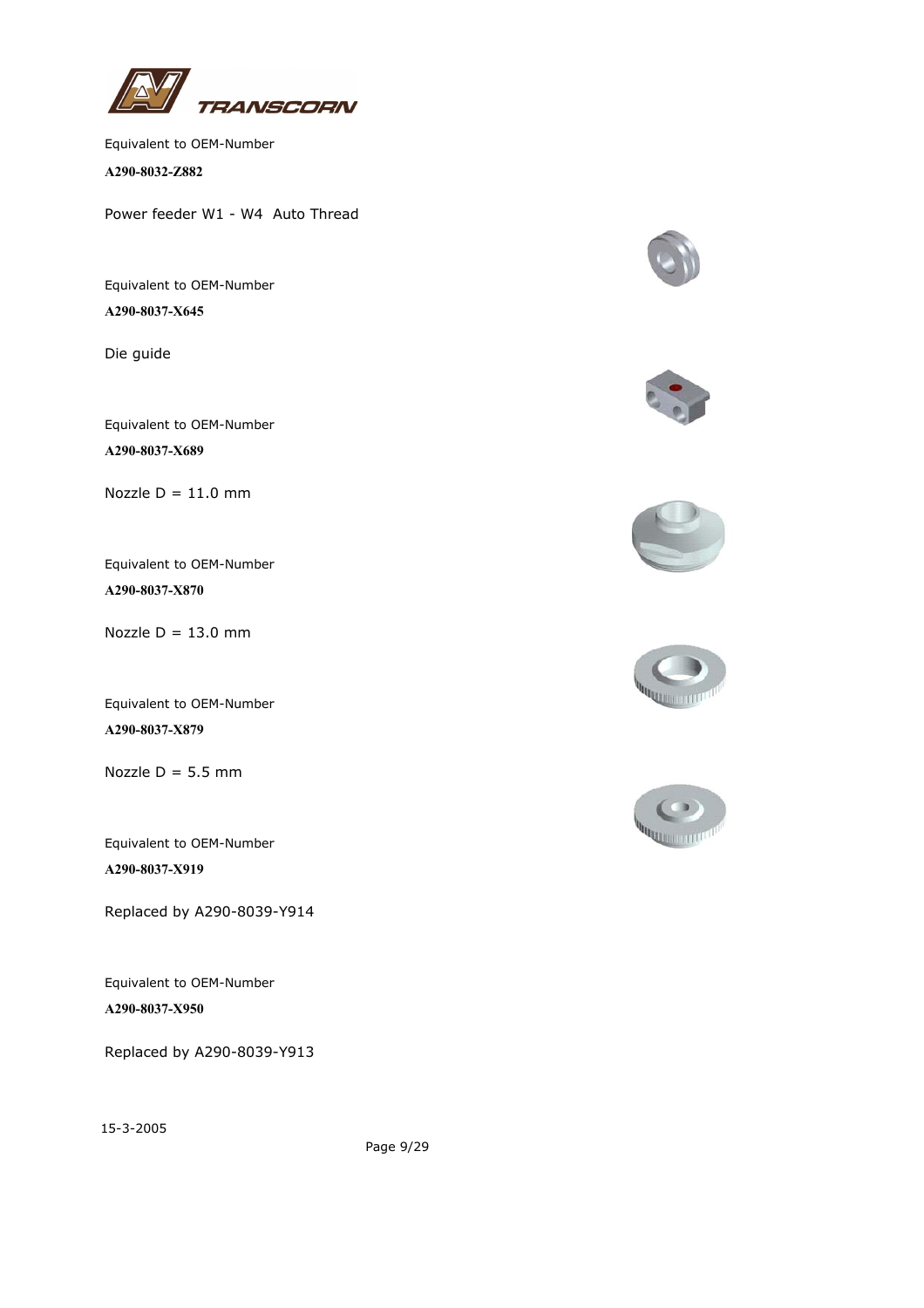Equivalent to OEM-Number

**A290-8032-Z882**

Power feeder W1 - W4 Auto Thread

Equivalent to OEM-Number

**A290-8037-X645**

Die guide

Equivalent to OEM-Number

**A290-8037-X689**

Nozzle D = 11.0 mm

Equivalent to OEM-Number

**A290-8037-X870**

Nozzle D = 13.0 mm

Equivalent to OEM-Number

**A290-8037-X879**

Nozzle D = 5.5 mm

Equivalent to OEM-Number

**A290-8037-X919**

Replaced by A290-8039-Y914

Equivalent to OEM-Number

**A290-8037-X950**

Replaced by A290-8039-Y913

15-3-2005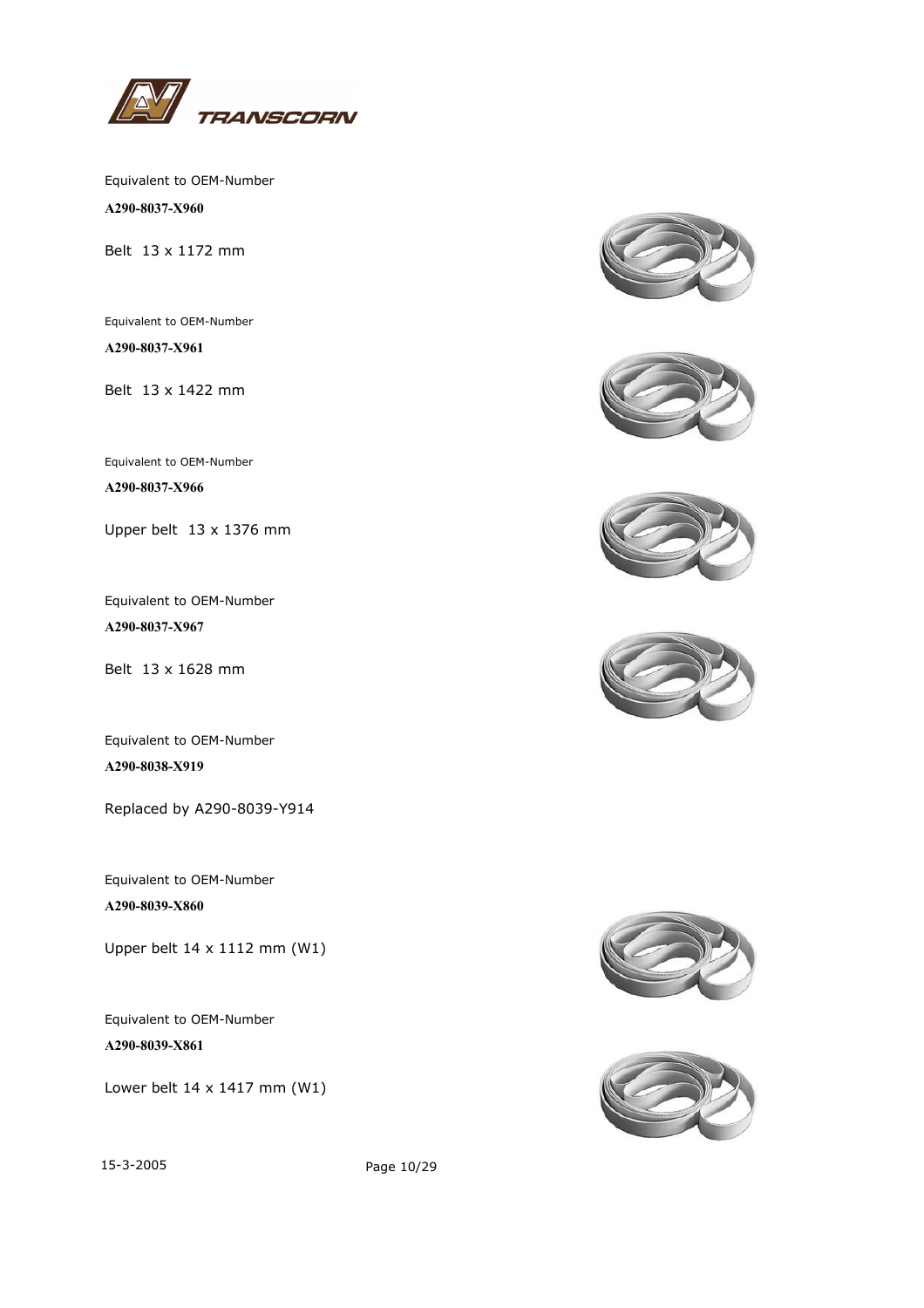Equivalent to OEM-Number

**A290-8037-X960**

Belt 13 x 1172 mm

Equivalent to OEM-Number

**A290-8037-X961**

Belt 13 x 1422 mm

Equivalent to OEM-Number

**A290-8037-X966**

Upper belt 13 x 1376 mm

Equivalent to OEM-Number

**A290-8037-X967**

Belt 13 x 1628 mm

Equivalent to OEM-Number

**A290-8038-X919**

Replaced by A290-8039-Y914

Equivalent to OEM-Number

**A290-8039-X860**

Upper belt 14 x 1112 mm (W1)

Equivalent to OEM-Number

**A290-8039-X861**

Lower belt 14 x 1417 mm (W1)

15-3-2005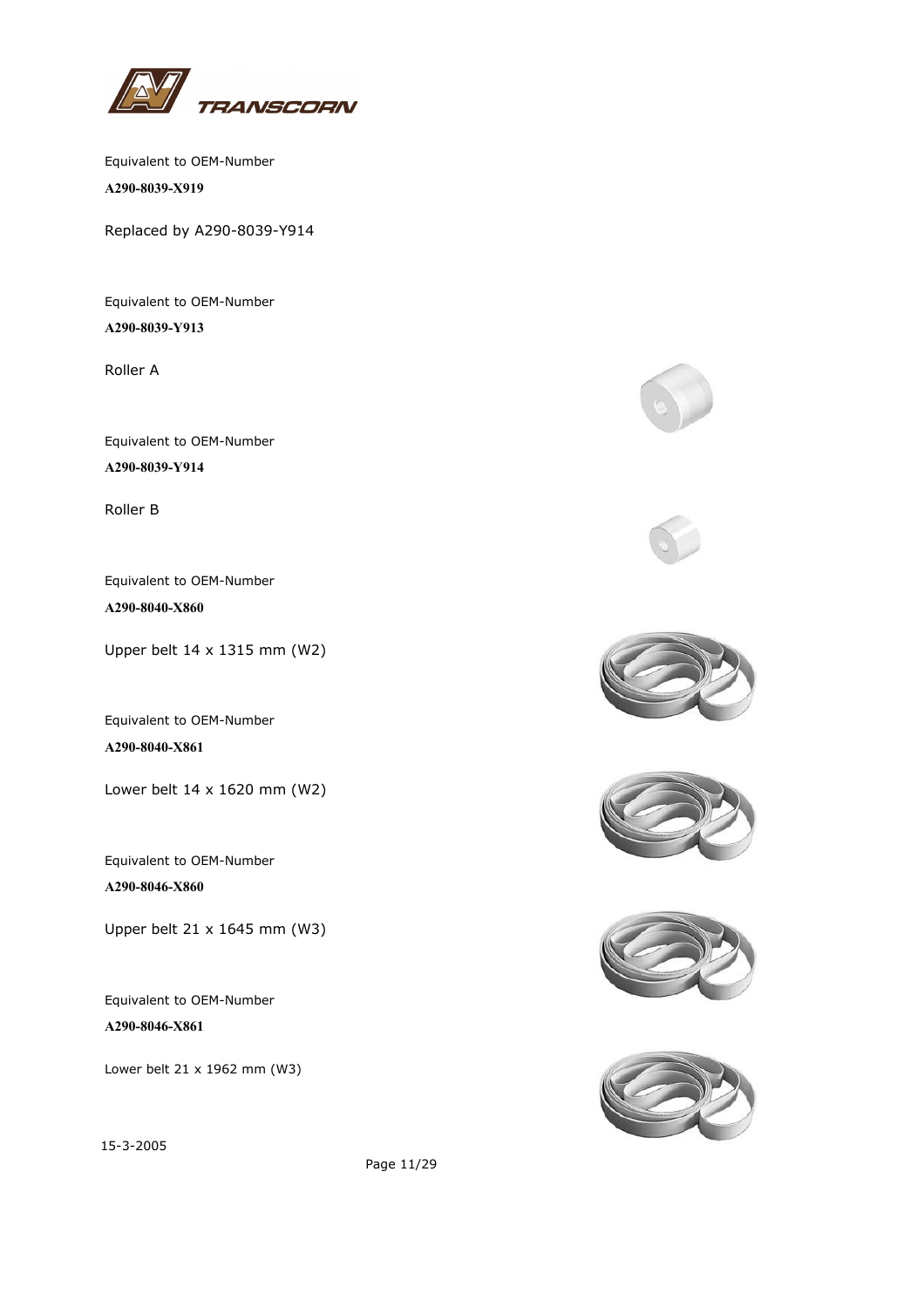Equivalent to OEM-Number

**A290-8039-X919**

Replaced by A290-8039-Y914

Equivalent to OEM-Number

**A290-8039-Y913**

Roller A

Equivalent to OEM-Number

**A290-8039-Y914**

Roller B

Equivalent to OEM-Number

**A290-8040-X860**

Upper belt 14 x 1315 mm (W2)

Equivalent to OEM-Number

**A290-8040-X861**

Lower belt 14 x 1620 mm (W2)

Equivalent to OEM-Number

**A290-8046-X860**

Upper belt 21 x 1645 mm (W3)

Equivalent to OEM-Number

**A290-8046-X861**

Lower belt 21 x 1962 mm (W3)

15-3-2005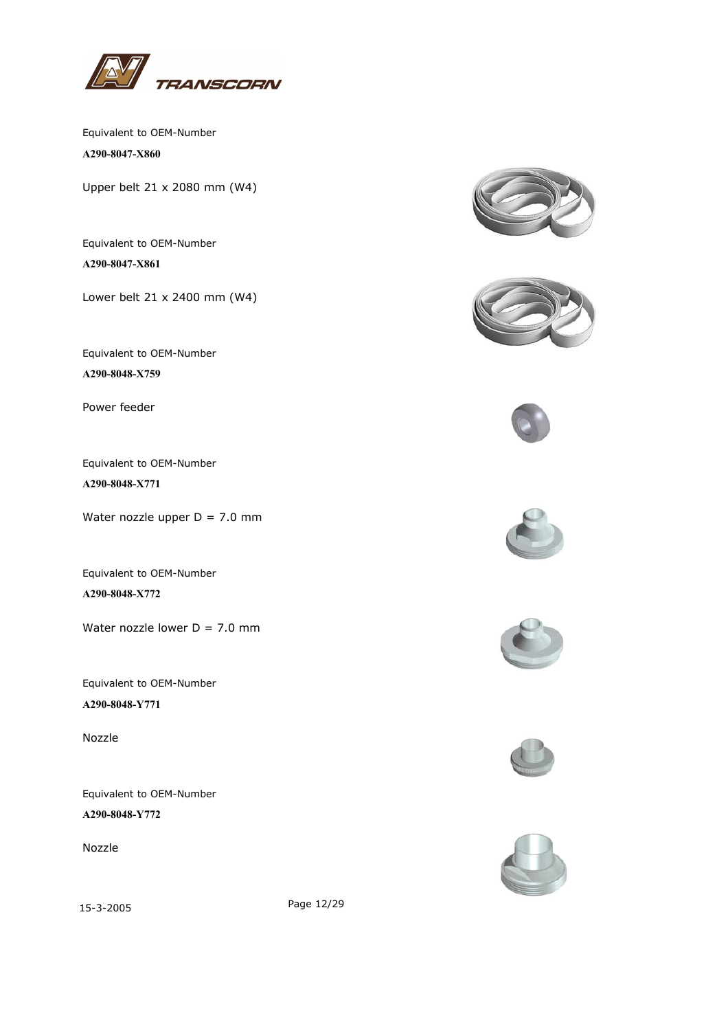Equivalent to OEM-Number

**A290-8047-X860**

Upper belt 21 x 2080 mm (W4)

Equivalent to OEM-Number

**A290-8047-X861**

Lower belt 21 x 2400 mm (W4)

Equivalent to OEM-Number

**A290-8048-X759**

Power feeder

Equivalent to OEM-Number

**A290-8048-X771**

Water nozzle upper D = 7.0 mm

Equivalent to OEM-Number

**A290-8048-X772**

Water nozzle lower D = 7.0 mm

Equivalent to OEM-Number

**A290-8048-Y771**

Nozzle

Equivalent to OEM-Number

**A290-8048-Y772**

Nozzle

15-3-2005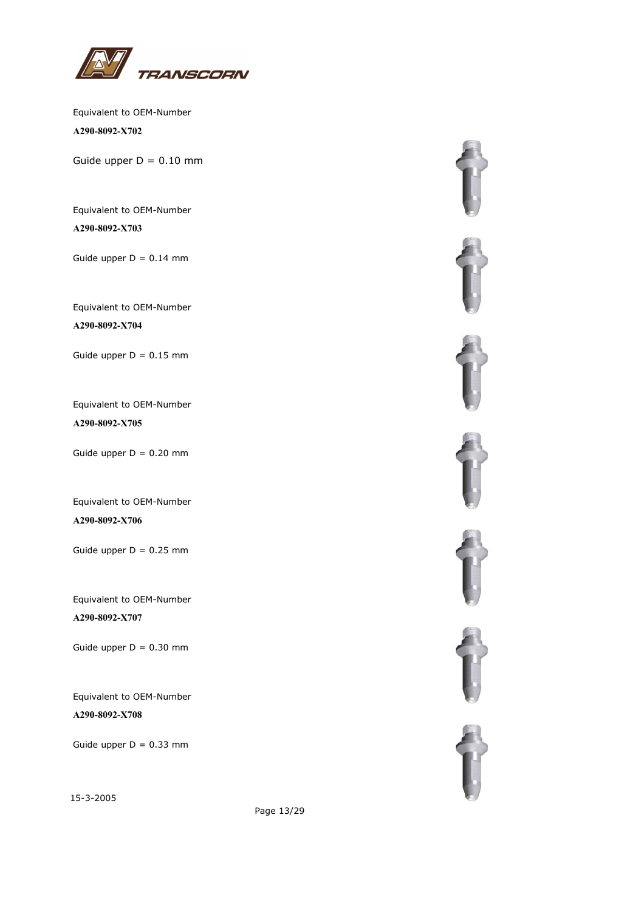Equivalent to OEM-Number

**A290-8092-X702**

Guide upper D = 0.10 mm

Equivalent to OEM-Number

**A290-8092-X703**

Guide upper D = 0.14 mm

Equivalent to OEM-Number

**A290-8092-X704**

Guide upper D = 0.15 mm

Equivalent to OEM-Number

**A290-8092-X705**

Guide upper D = 0.20 mm

Equivalent to OEM-Number

**A290-8092-X706**

Guide upper D = 0.25 mm

Equivalent to OEM-Number

**A290-8092-X707**

Guide upper D = 0.30 mm

Equivalent to OEM-Number

**A290-8092-X708**

Guide upper D = 0.33 mm

15-3-2005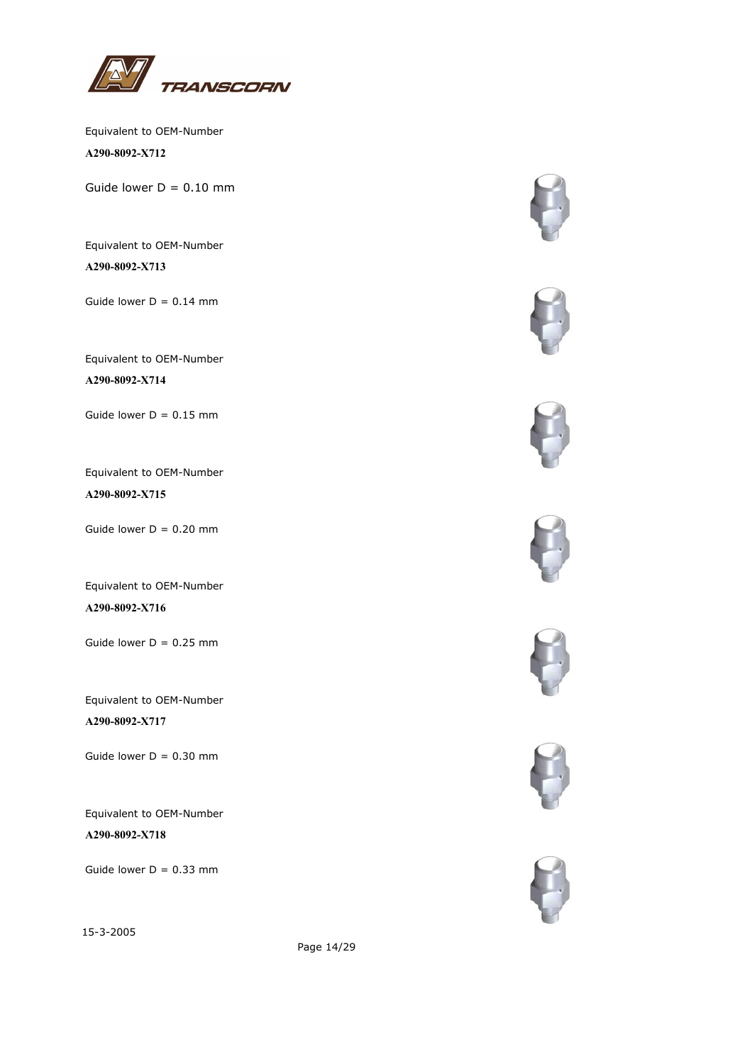Equivalent to OEM-Number

**A290-8092-X712**

Guide lower D = 0.10 mm

Equivalent to OEM-Number

**A290-8092-X713**

Guide lower D = 0.14 mm

Equivalent to OEM-Number

**A290-8092-X714**

Guide lower D = 0.15 mm

Equivalent to OEM-Number

**A290-8092-X715**

Guide lower D = 0.20 mm

Equivalent to OEM-Number

**A290-8092-X716**

Guide lower D = 0.25 mm

Equivalent to OEM-Number

**A290-8092-X717**

Guide lower D = 0.30 mm

Equivalent to OEM-Number

**A290-8092-X718**

Guide lower D = 0.33 mm

15-3-2005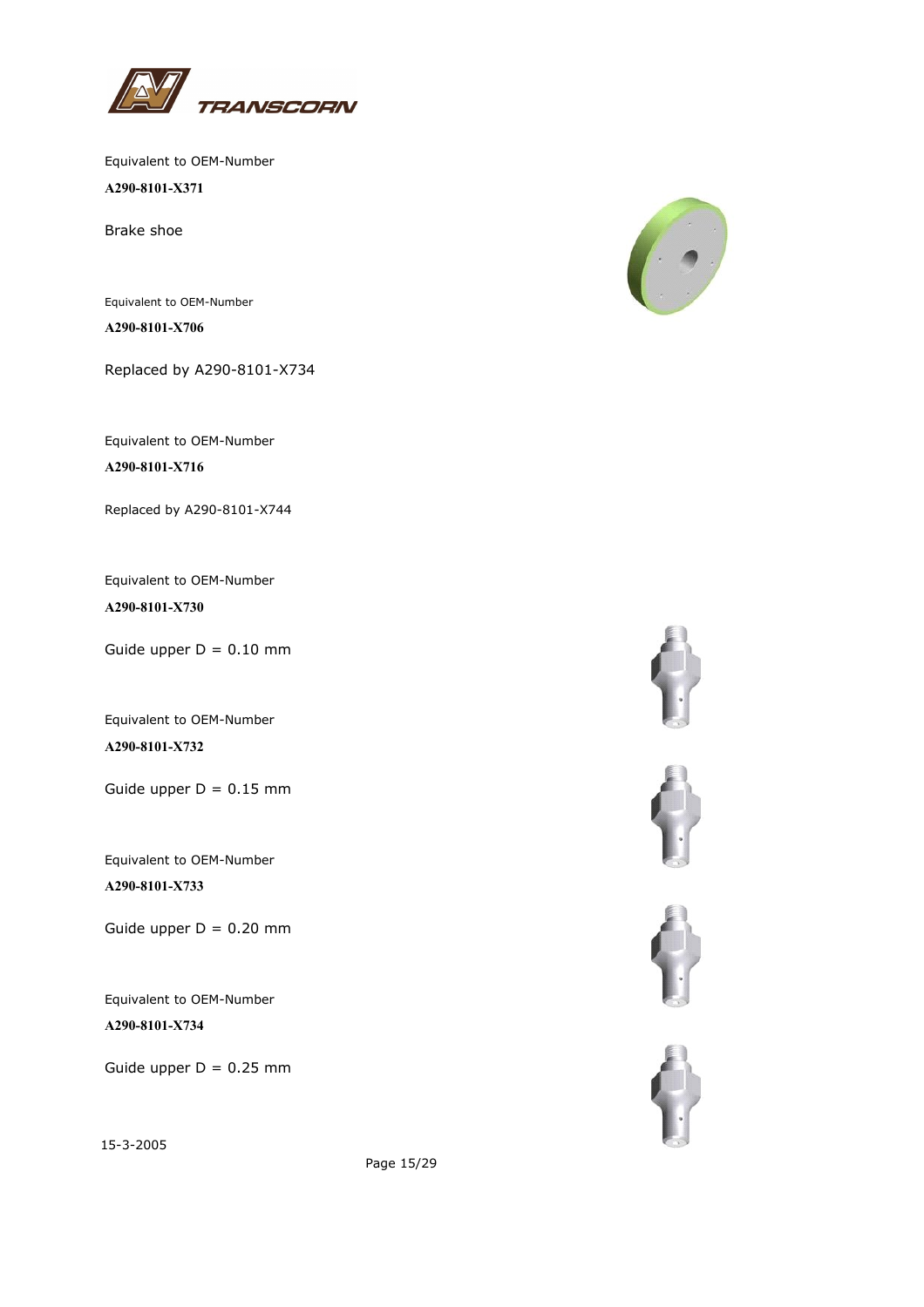Equivalent to OEM-Number

**A290-8101-X371**

Brake shoe

Equivalent to OEM-Number

**A290-8101-X706**

Replaced by A290-8101-X734

Equivalent to OEM-Number

**A290-8101-X716**

Replaced by A290-8101-X744

Equivalent to OEM-Number

**A290-8101-X730**

Guide upper D = 0.10 mm

Equivalent to OEM-Number

**A290-8101-X732**

Guide upper D = 0.15 mm

Equivalent to OEM-Number

**A290-8101-X733**

Guide upper D = 0.20 mm

Equivalent to OEM-Number

**A290-8101-X734**

Guide upper D = 0.25 mm

15-3-2005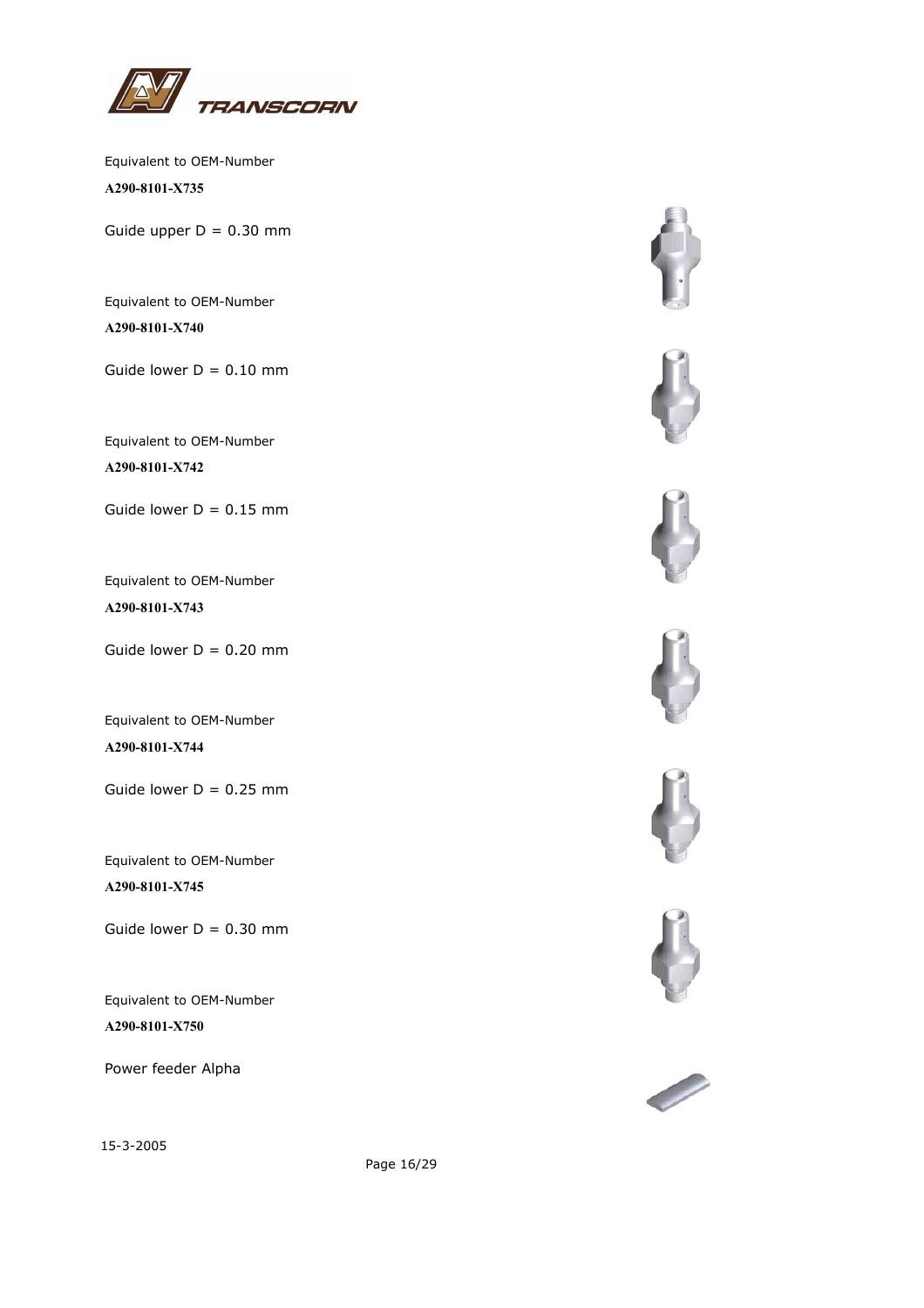Equivalent to OEM-Number

**A290-8101-X735**

Guide upper D = 0.30 mm

Equivalent to OEM-Number

**A290-8101-X740**

Guide lower D = 0.10 mm

Equivalent to OEM-Number

**A290-8101-X742**

Guide lower D = 0.15 mm

Equivalent to OEM-Number

**A290-8101-X743**

Guide lower D = 0.20 mm

Equivalent to OEM-Number

**A290-8101-X744**

Guide lower D = 0.25 mm

Equivalent to OEM-Number

**A290-8101-X745**

Guide lower D = 0.30 mm

Equivalent to OEM-Number

**A290-8101-X750**

Power feeder Alpha

15-3-2005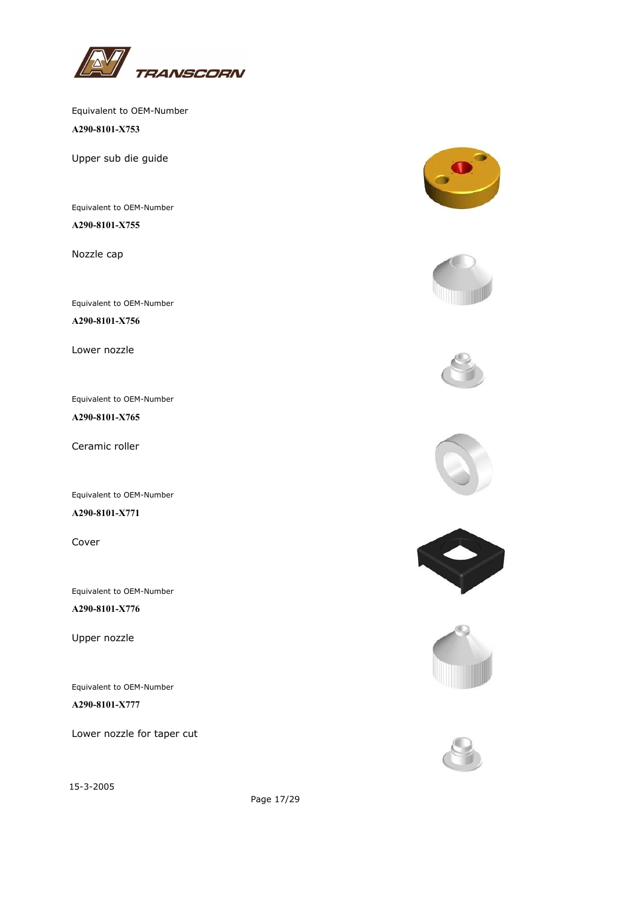Equivalent to OEM-Number

**A290-8101-X753**

Upper sub die guide

Equivalent to OEM-Number

**A290-8101-X755**

Nozzle cap

Equivalent to OEM-Number

**A290-8101-X756**

Lower nozzle

Equivalent to OEM-Number

**A290-8101-X765**

Ceramic roller

Equivalent to OEM-Number

**A290-8101-X771**

Cover

Equivalent to OEM-Number

**A290-8101-X776**

Upper nozzle

Equivalent to OEM-Number

**A290-8101-X777**

Lower nozzle for taper cut

15-3-2005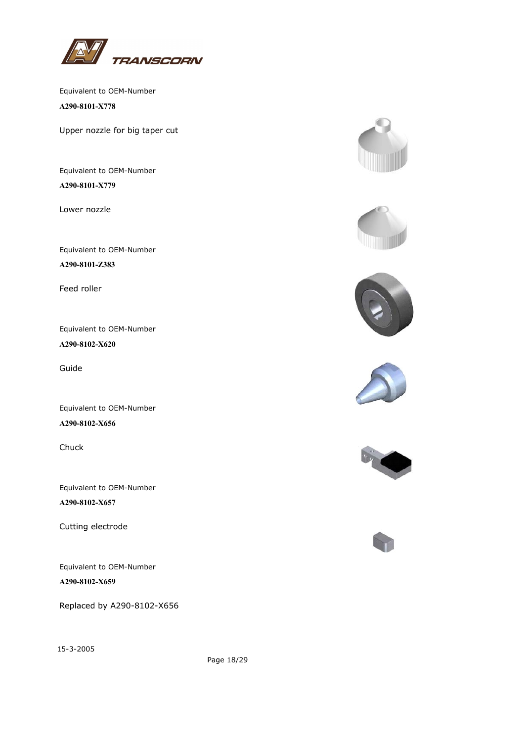Equivalent to OEM-Number

**A290-8101-X778**

Upper nozzle for big taper cut

Equivalent to OEM-Number

**A290-8101-X779**

Lower nozzle

Equivalent to OEM-Number

**A290-8101-Z383**

Feed roller

Equivalent to OEM-Number

**A290-8102-X620**

Guide

Equivalent to OEM-Number

**A290-8102-X656**

Chuck

Equivalent to OEM-Number

**A290-8102-X657**

Cutting electrode

Equivalent to OEM-Number

**A290-8102-X659**

Replaced by A290-8102-X656

15-3-2005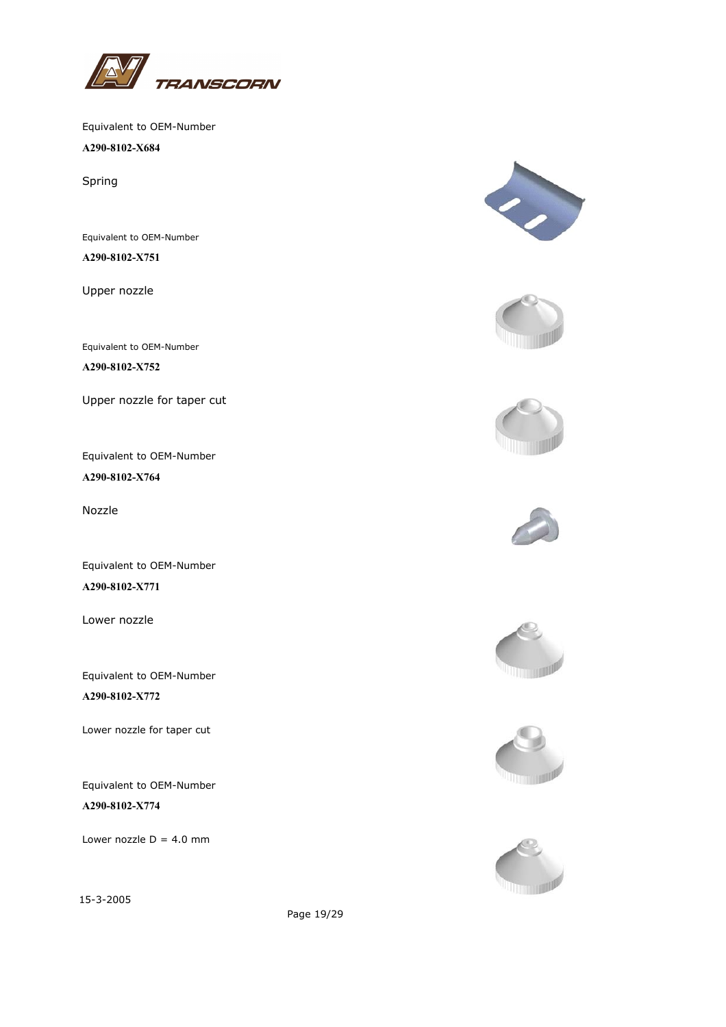Equivalent to OEM-Number

**A290-8102-X684**

Spring

Equivalent to OEM-Number

**A290-8102-X751**

Upper nozzle

Equivalent to OEM-Number

**A290-8102-X752**

Upper nozzle for taper cut

Equivalent to OEM-Number

**A290-8102-X764**

Nozzle

Equivalent to OEM-Number

**A290-8102-X771**

Lower nozzle

Equivalent to OEM-Number

**A290-8102-X772**

Lower nozzle for taper cut

Equivalent to OEM-Number

**A290-8102-X774**

Lower nozzle D = 4.0 mm

15-3-2005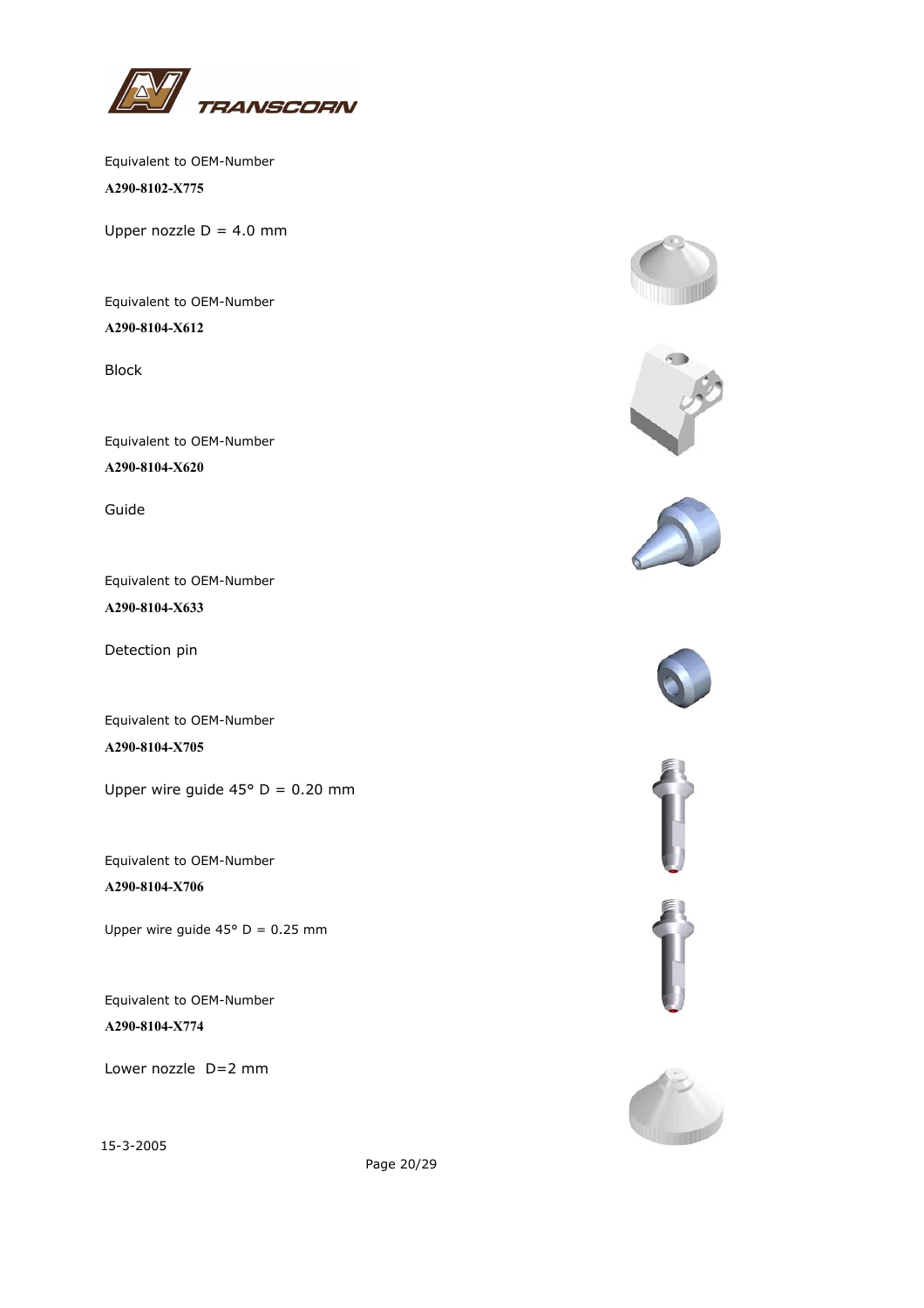Equivalent to OEM-Number

**A290-8102-X775**

Upper nozzle D = 4.0 mm

Equivalent to OEM-Number

**A290-8104-X612**

Block

Equivalent to OEM-Number

**A290-8104-X620**

Guide

Equivalent to OEM-Number

**A290-8104-X633**

Detection pin

Equivalent to OEM-Number

**A290-8104-X705**

Upper wire guide 45° D = 0.20 mm

Equivalent to OEM-Number

**A290-8104-X706**

Upper wire guide 45° D = 0.25 mm

Equivalent to OEM-Number

**A290-8104-X774**

Lower nozzle D=2 mm

15-3-2005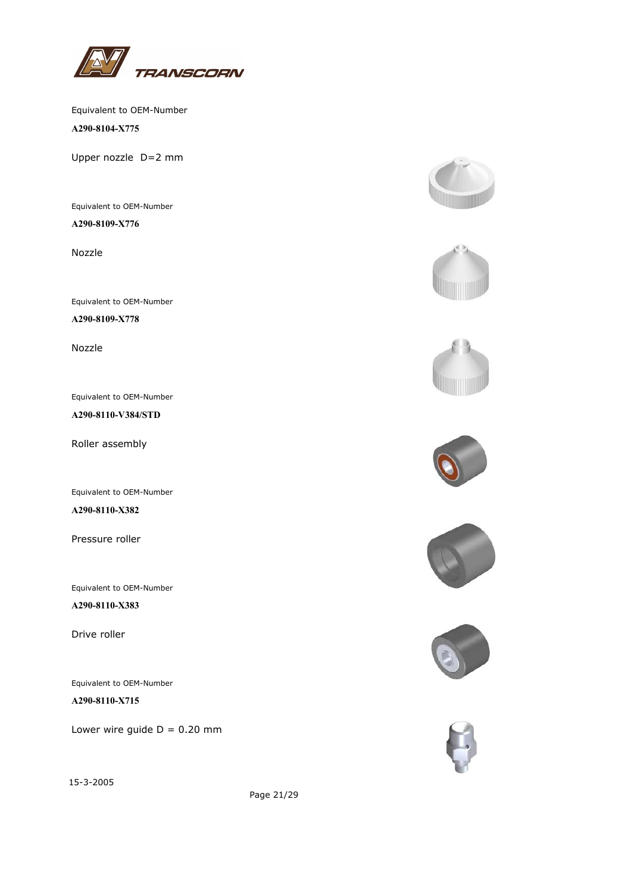Equivalent to OEM-Number

**A290-8104-X775**

Upper nozzle  D=2 mm

Equivalent to OEM-Number

**A290-8109-X776**

Nozzle

Equivalent to OEM-Number

**A290-8109-X778**

Nozzle

Equivalent to OEM-Number

**A290-8110-V384/STD**

Roller assembly

Equivalent to OEM-Number

**A290-8110-X382**

Pressure roller

Equivalent to OEM-Number

**A290-8110-X383**

Drive roller

Equivalent to OEM-Number

**A290-8110-X715**

Lower wire guide D = 0.20 mm

15-3-2005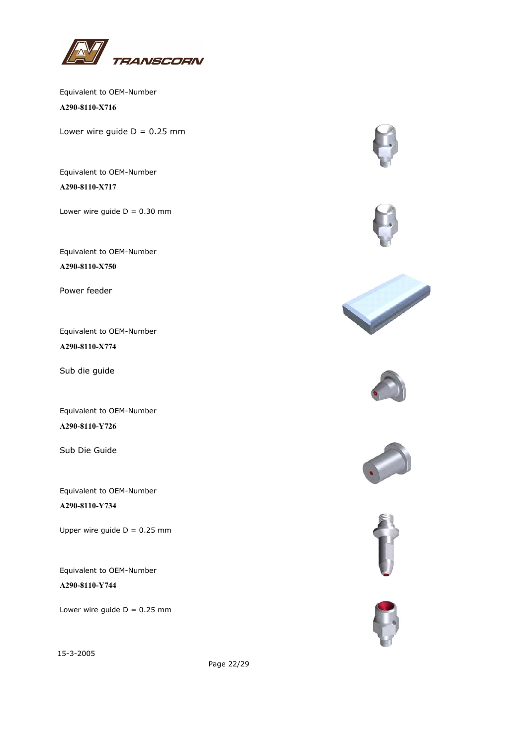Equivalent to OEM-Number

**A290-8110-X716**

Lower wire guide D = 0.25 mm

Equivalent to OEM-Number

**A290-8110-X717**

Lower wire guide D = 0.30 mm

Equivalent to OEM-Number

**A290-8110-X750**

Power feeder

Equivalent to OEM-Number

**A290-8110-X774**

Sub die guide

Equivalent to OEM-Number

**A290-8110-Y726**

Sub Die Guide

Equivalent to OEM-Number

**A290-8110-Y734**

Upper wire guide D = 0.25 mm

Equivalent to OEM-Number

**A290-8110-Y744**

Lower wire guide D = 0.25 mm

15-3-2005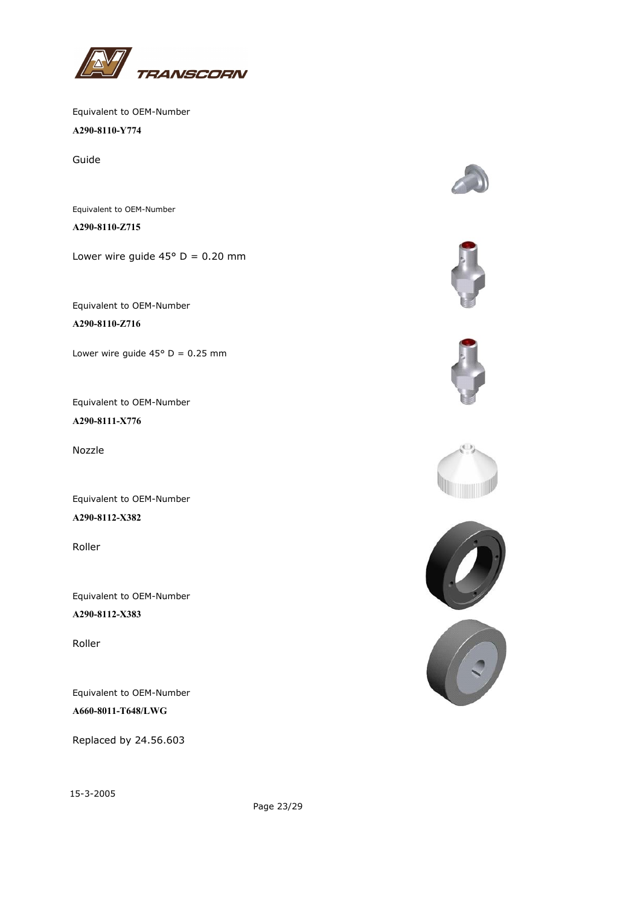Equivalent to OEM-Number

**A290-8110-Y774**

Guide

Equivalent to OEM-Number

**A290-8110-Z715**

Lower wire guide 45° D = 0.20 mm

Equivalent to OEM-Number

**A290-8110-Z716**

Lower wire guide 45° D = 0.25 mm

Equivalent to OEM-Number

**A290-8111-X776**

Nozzle

Equivalent to OEM-Number

**A290-8112-X382**

Roller

Equivalent to OEM-Number

**A290-8112-X383**

Roller

Equivalent to OEM-Number

**A660-8011-T648/LWG**

Replaced by 24.56.603

15-3-2005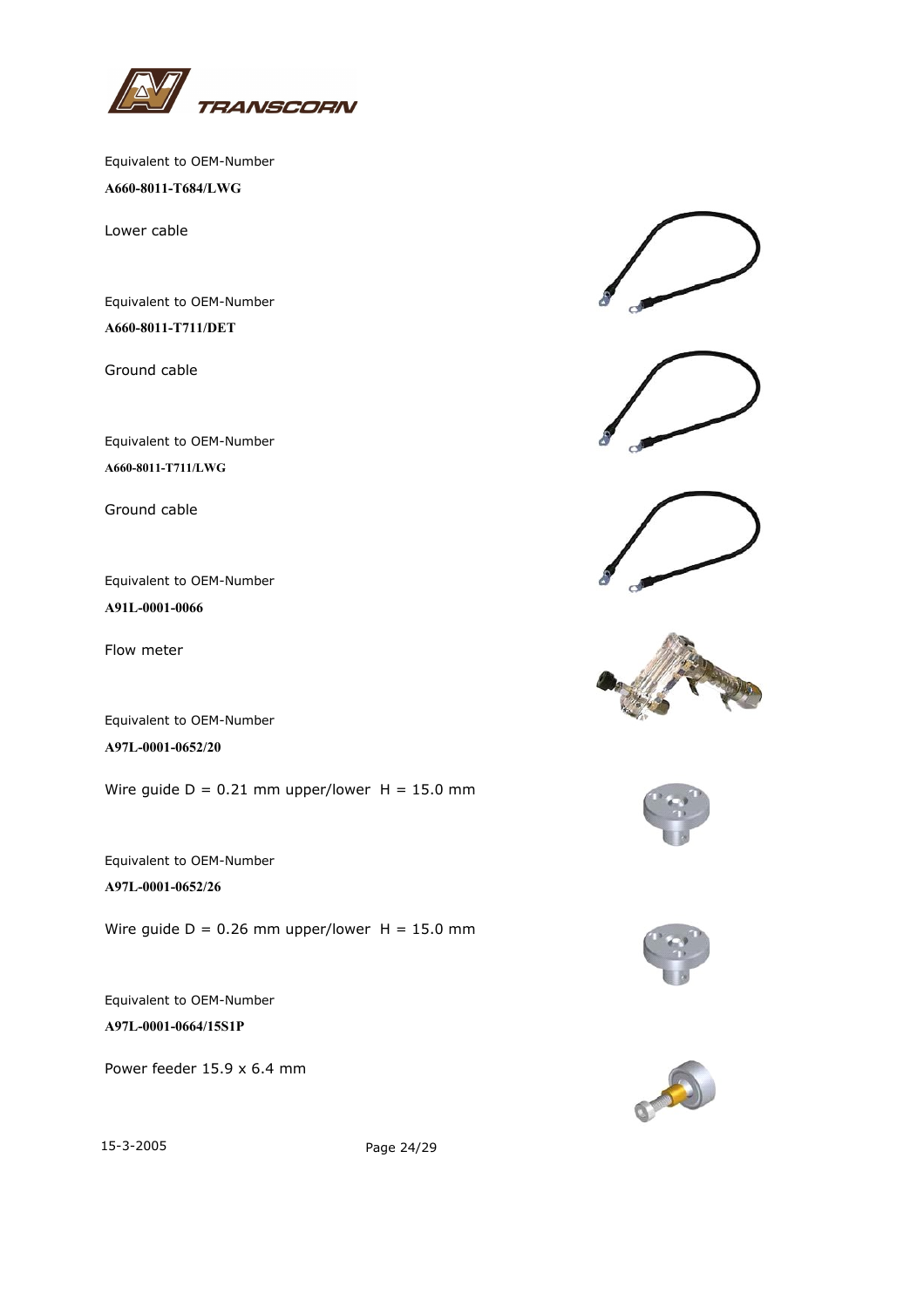Equivalent to OEM-Number

**A660-8011-T684/LWG**

Lower cable

Equivalent to OEM-Number

**A660-8011-T711/DET**

Ground cable

Equivalent to OEM-Number

**A660-8011-T711/LWG**

Ground cable

Equivalent to OEM-Number

**A91L-0001-0066**

Flow meter

Equivalent to OEM-Number

**A97L-0001-0652/20**

Wire guide D = 0.21 mm upper/lower  H = 15.0 mm

Equivalent to OEM-Number

**A97L-0001-0652/26**

Wire guide D = 0.26 mm upper/lower  H = 15.0 mm

Equivalent to OEM-Number

**A97L-0001-0664/15S1P**

Power feeder 15.9 x 6.4 mm

15-3-2005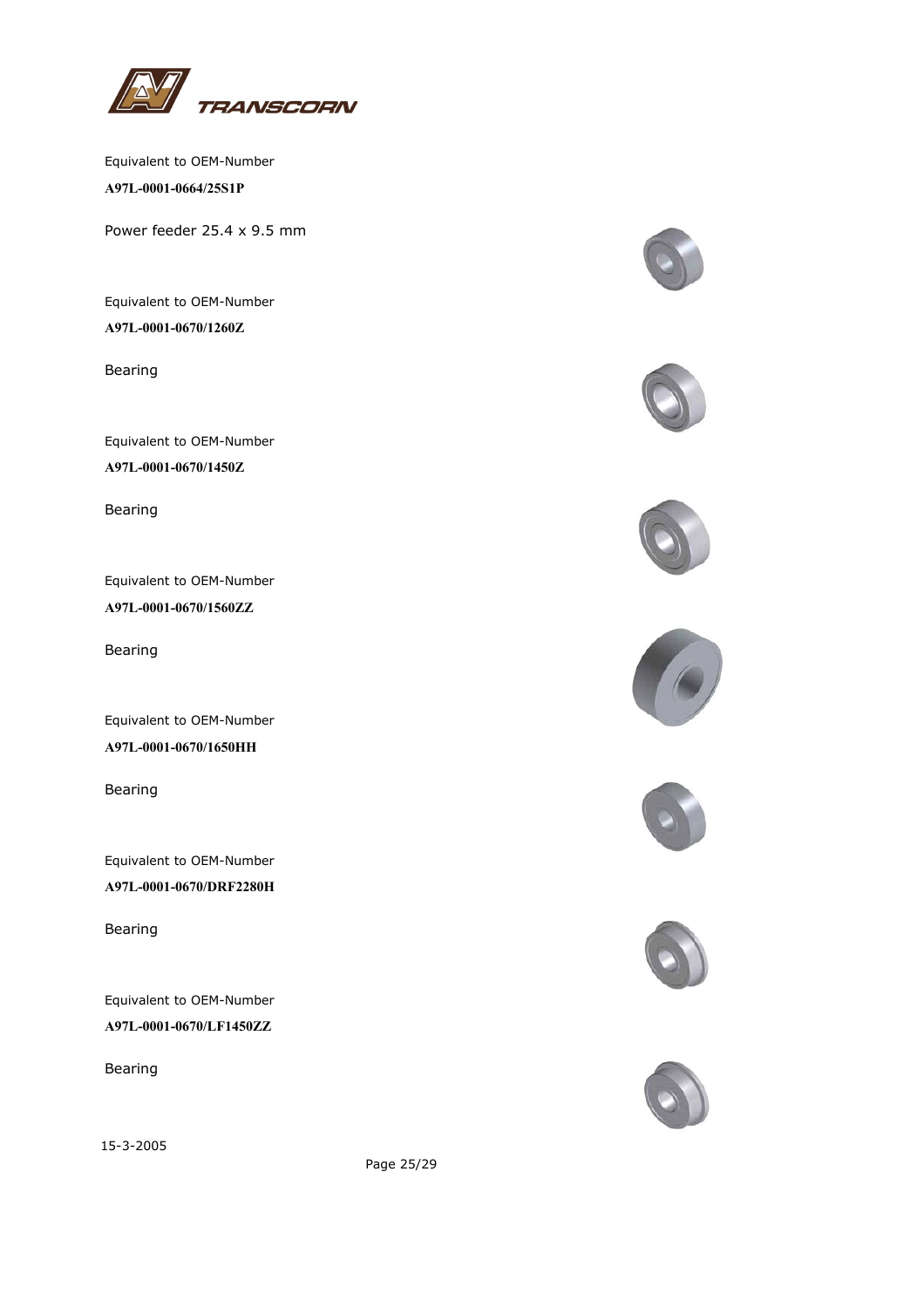Equivalent to OEM-Number

**A97L-0001-0664/25S1P**

Power feeder 25.4 x 9.5 mm

Equivalent to OEM-Number

**A97L-0001-0670/1260Z**

Bearing

Equivalent to OEM-Number

**A97L-0001-0670/1450Z**

Bearing

Equivalent to OEM-Number

**A97L-0001-0670/1560ZZ**

Bearing

Equivalent to OEM-Number

**A97L-0001-0670/1650HH**

Bearing

Equivalent to OEM-Number

**A97L-0001-0670/DRF2280H**

Bearing

Equivalent to OEM-Number

**A97L-0001-0670/LF1450ZZ**

Bearing

15-3-2005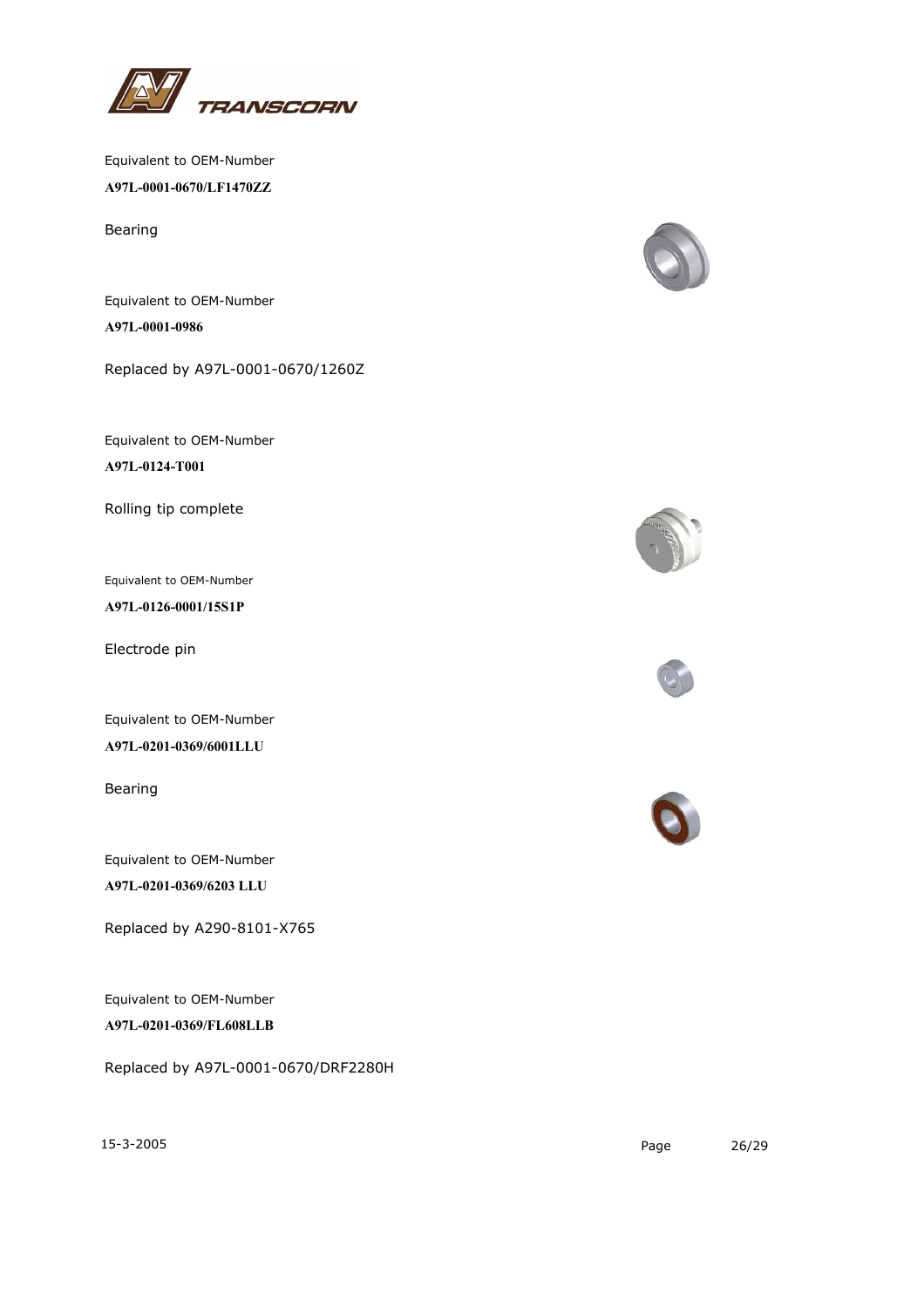Equivalent to OEM-Number

**A97L-0001-0670/LF1470ZZ**

Bearing

Equivalent to OEM-Number

**A97L-0001-0986**

Replaced by A97L-0001-0670/1260Z

Equivalent to OEM-Number

**A97L-0124-T001**

Rolling tip complete

Equivalent to OEM-Number

**A97L-0126-0001/15S1P**

Electrode pin

Equivalent to OEM-Number

**A97L-0201-0369/6001LLU**

Bearing

Equivalent to OEM-Number

**A97L-0201-0369/6203 LLU**

Replaced by A290-8101-X765

Equivalent to OEM-Number

**A97L-0201-0369/FL608LLB**

Replaced by A97L-0001-0670/DRF2280H

15-3-2005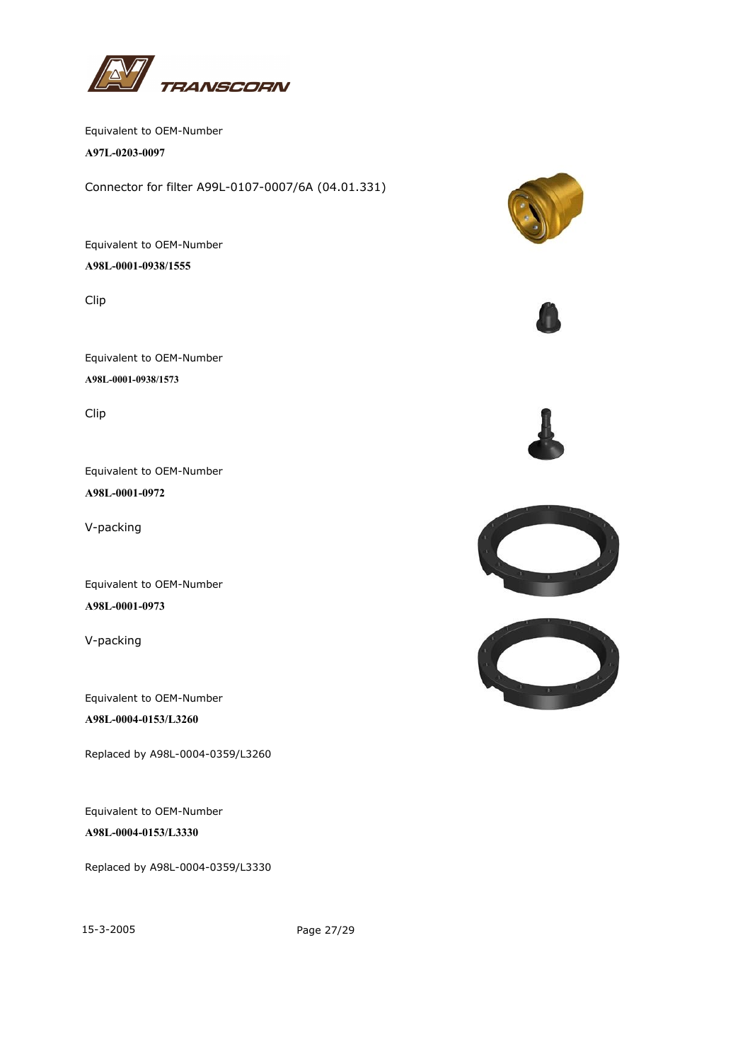Equivalent to OEM-Number

**A97L-0203-0097**

Connector for filter A99L-0107-0007/6A (04.01.331)

Equivalent to OEM-Number

**A98L-0001-0938/1555**

Clip

Equivalent to OEM-Number

**A98L-0001-0938/1573**

Clip

Equivalent to OEM-Number

**A98L-0001-0972**

V-packing

Equivalent to OEM-Number

**A98L-0001-0973**

V-packing

Equivalent to OEM-Number

**A98L-0004-0153/L3260**

Replaced by A98L-0004-0359/L3260

Equivalent to OEM-Number

**A98L-0004-0153/L3330**

Replaced by A98L-0004-0359/L3330

15-3-2005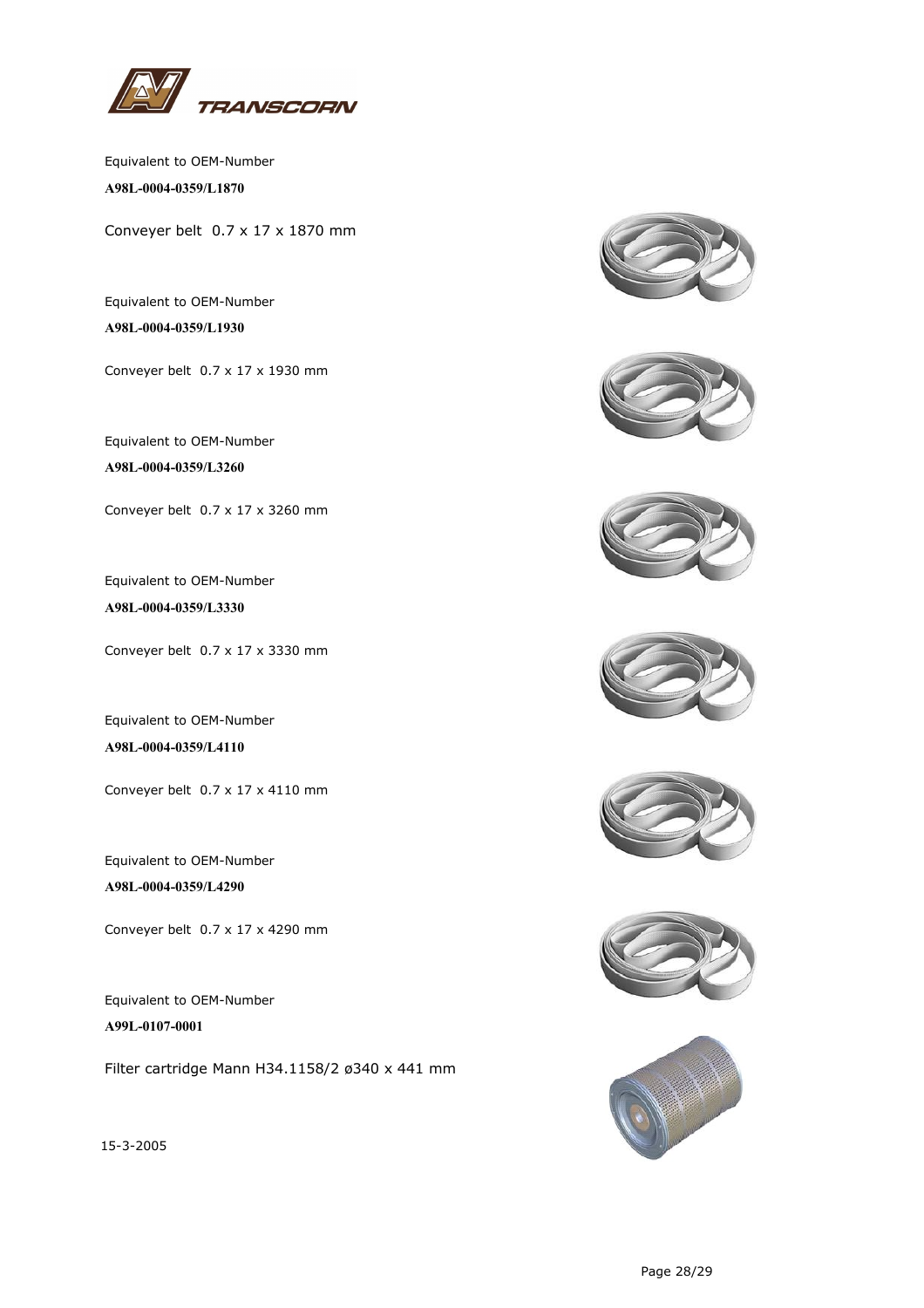Equivalent to OEM-Number

**A98L-0004-0359/L1870**

Conveyer belt 0.7 x 17 x 1870 mm

Equivalent to OEM-Number

**A98L-0004-0359/L1930**

Conveyer belt 0.7 x 17 x 1930 mm

Equivalent to OEM-Number

**A98L-0004-0359/L3260**

Conveyer belt 0.7 x 17 x 3260 mm

Equivalent to OEM-Number

**A98L-0004-0359/L3330**

Conveyer belt 0.7 x 17 x 3330 mm

Equivalent to OEM-Number

**A98L-0004-0359/L4110**

Conveyer belt 0.7 x 17 x 4110 mm

Equivalent to OEM-Number

**A98L-0004-0359/L4290**

Conveyer belt 0.7 x 17 x 4290 mm

Equivalent to OEM-Number

**A99L-0107-0001**

Filter cartridge Mann H34.1158/2 ø340 x 441 mm

15-3-2005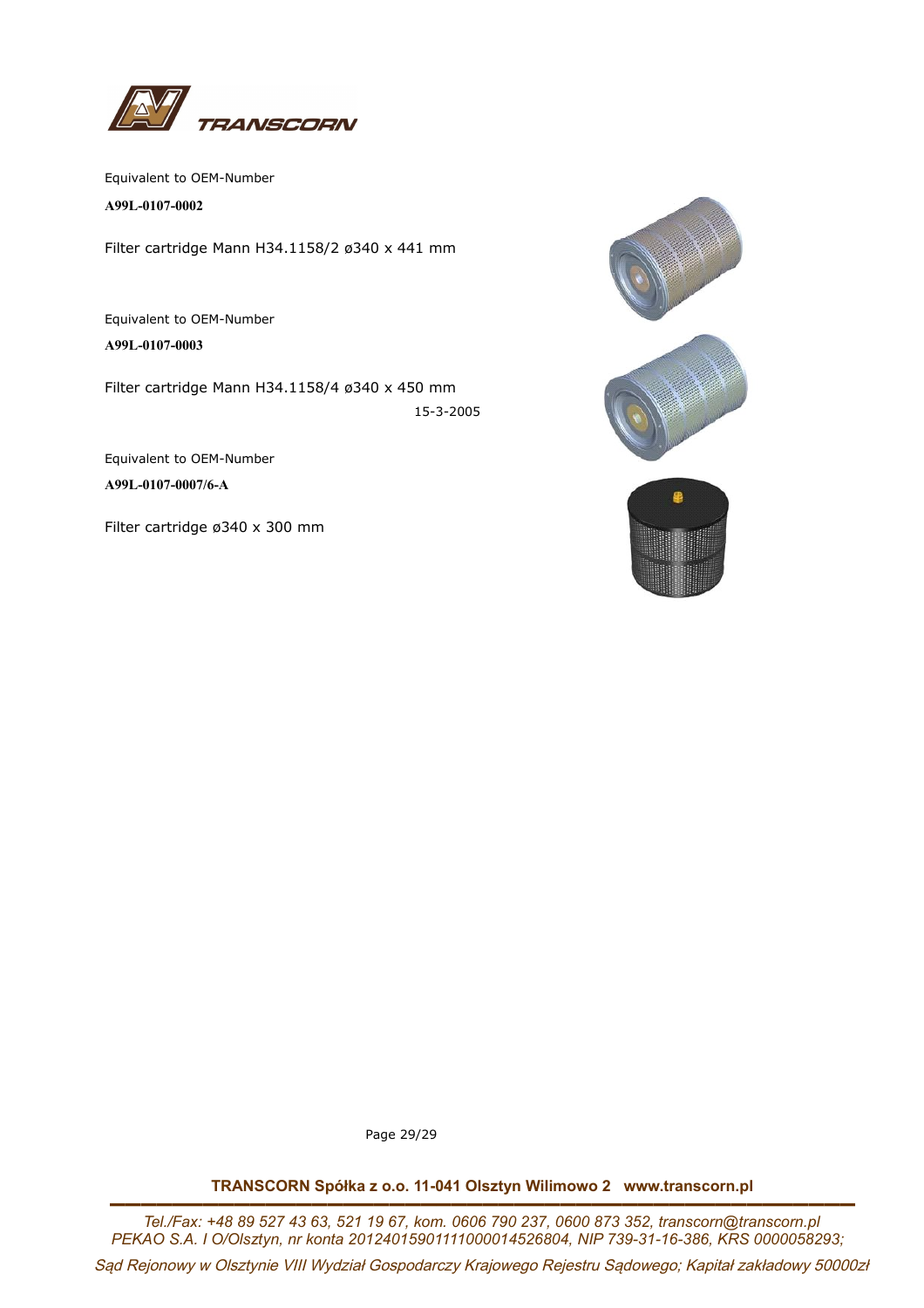Equivalent to OEM-Number

**A99L-0107-0002**

Filter cartridge Mann H34.1158/2 ø340 x 441 mm

Equivalent to OEM-Number

**A99L-0107-0003**

Filter cartridge Mann H34.1158/4 ø340 x 450 mm

15-3-2005

Equivalent to OEM-Number

**A99L-0107-0007/6-A**

Filter cartridge ø340 x 300 mm